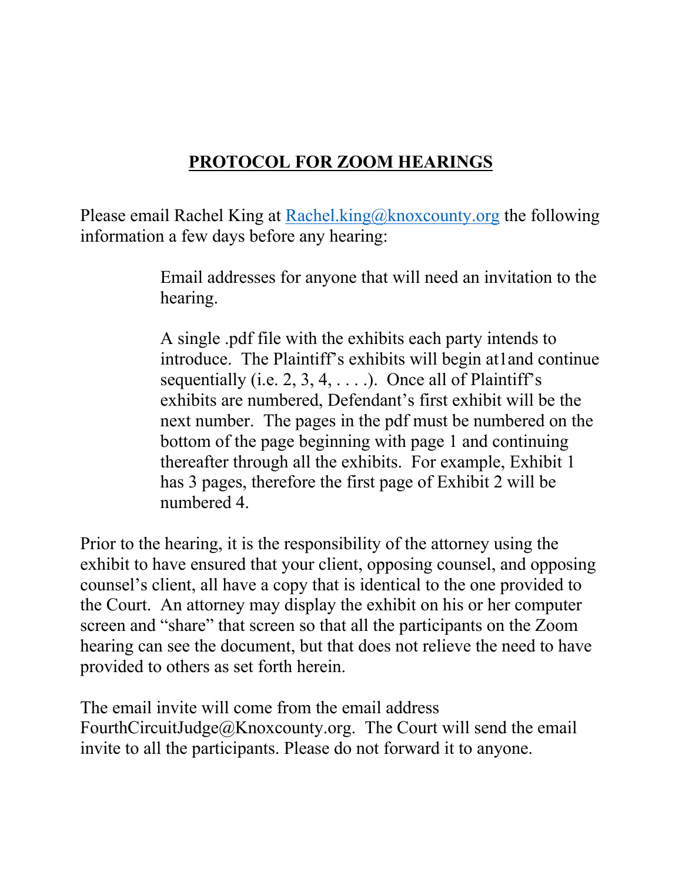# PROTOCOL FOR ZOOM HEARINGS

Please email Rachel King at Rachel.king@knoxcounty.org the following information a few days before any hearing:

> Email addresses for anyone that will need an invitation to the hearing.
>
> A single .pdf file with the exhibits each party intends to introduce. The Plaintiff's exhibits will begin at1and continue sequentially (i.e. 2, 3, 4, . . . .). Once all of Plaintiff's exhibits are numbered, Defendant's first exhibit will be the next number. The pages in the pdf must be numbered on the bottom of the page beginning with page 1 and continuing thereafter through all the exhibits. For example, Exhibit 1 has 3 pages, therefore the first page of Exhibit 2 will be numbered 4.

Prior to the hearing, it is the responsibility of the attorney using the exhibit to have ensured that your client, opposing counsel, and opposing counsel's client, all have a copy that is identical to the one provided to the Court. An attorney may display the exhibit on his or her computer screen and "share" that screen so that all the participants on the Zoom hearing can see the document, but that does not relieve the need to have provided to others as set forth herein.

The email invite will come from the email address FourthCircuitJudge@Knoxcounty.org. The Court will send the email invite to all the participants. Please do not forward it to anyone.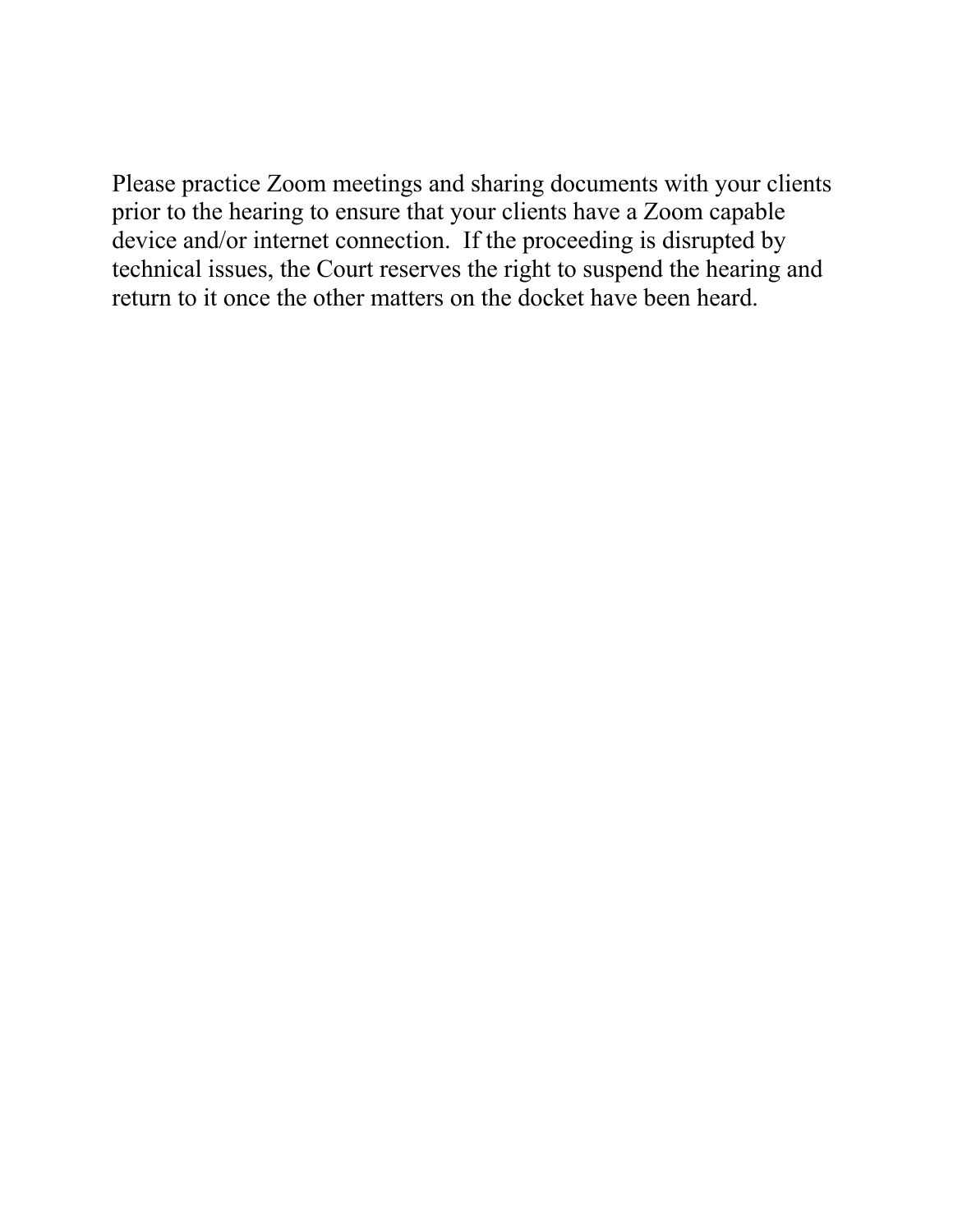Please practice Zoom meetings and sharing documents with your clients prior to the hearing to ensure that your clients have a Zoom capable device and/or internet connection. If the proceeding is disrupted by technical issues, the Court reserves the right to suspend the hearing and return to it once the other matters on the docket have been heard.